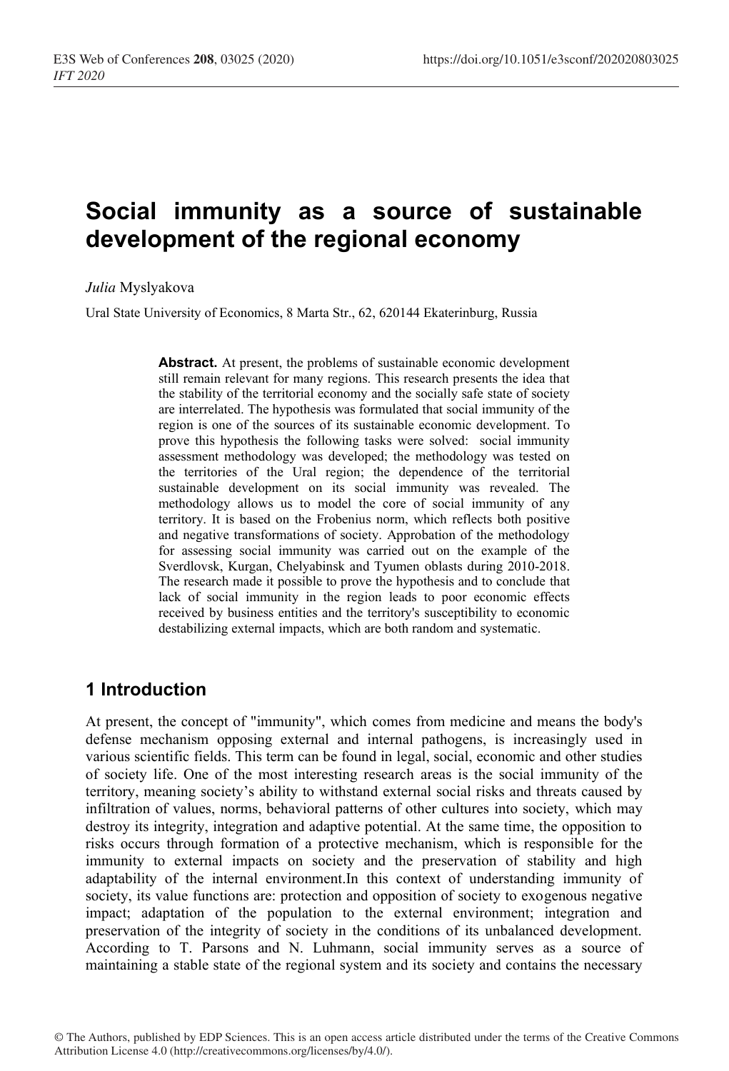# Social immunity as a source of sustainable development of the regional economy

*Julia* Myslyakova

Ural State University of Economics, 8 Marta Str., 62, 620144 Ekaterinburg, Russia

**Abstract.** At present, the problems of sustainable economic development still remain relevant for many regions. This research presents the idea that the stability of the territorial economy and the socially safe state of society are interrelated. The hypothesis was formulated that social immunity of the region is one of the sources of its sustainable economic development. To prove this hypothesis the following tasks were solved: social immunity assessment methodology was developed; the methodology was tested on the territories of the Ural region; the dependence of the territorial sustainable development on its social immunity was revealed. The methodology allows us to model the core of social immunity of any territory. It is based on the Frobenius norm, which reflects both positive and negative transformations of society. Approbation of the methodology for assessing social immunity was carried out on the example of the Sverdlovsk, Kurgan, Chelyabinsk and Tyumen oblasts during 2010-2018. The research made it possible to prove the hypothesis and to conclude that lack of social immunity in the region leads to poor economic effects received by business entities and the territory's susceptibility to economic destabilizing external impacts, which are both random and systematic.

## 1 Introduction

At present, the concept of "immunity", which comes from medicine and means the body's defense mechanism opposing external and internal pathogens, is increasingly used in various scientific fields. This term can be found in legal, social, economic and other studies of society life. One of the most interesting research areas is the social immunity of the territory, meaning society's ability to withstand external social risks and threats caused by infiltration of values, norms, behavioral patterns of other cultures into society, which may destroy its integrity, integration and adaptive potential. At the same time, the opposition to risks occurs through formation of a protective mechanism, which is responsible for the immunity to external impacts on society and the preservation of stability and high adaptability of the internal environment.In this context of understanding immunity of society, its value functions are: protection and opposition of society to exogenous negative impact; adaptation of the population to the external environment; integration and preservation of the integrity of society in the conditions of its unbalanced development. According to T. Parsons and N. Luhmann, social immunity serves as a source of maintaining a stable state of the regional system and its society and contains the necessary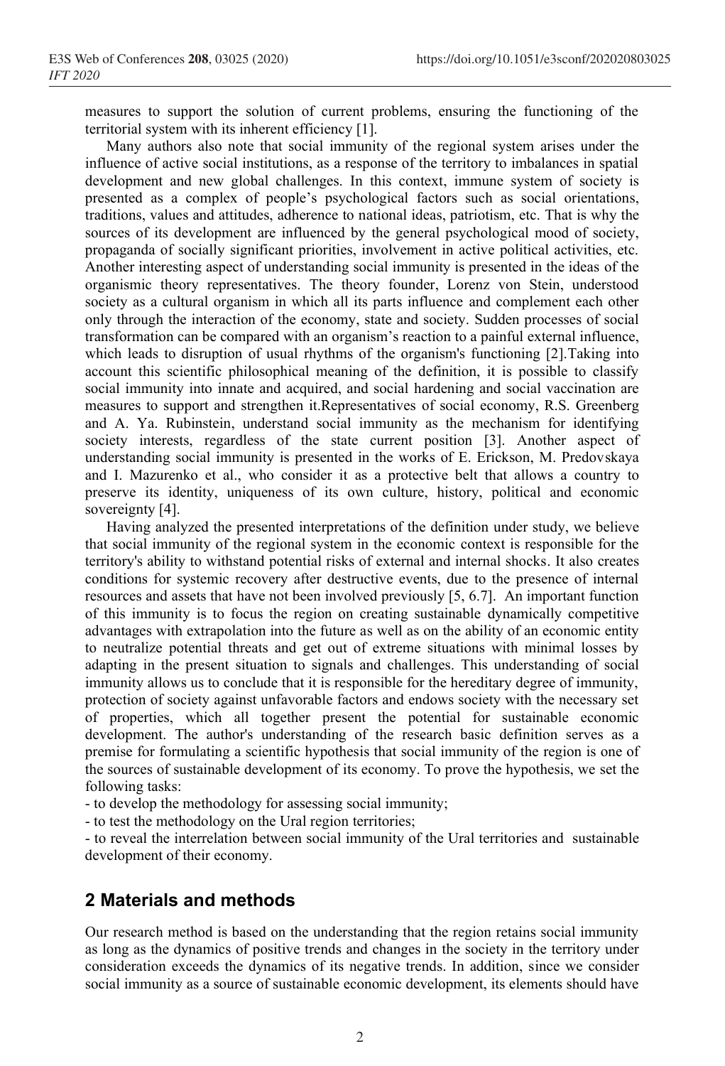measures to support the solution of current problems, ensuring the functioning of the territorial system with its inherent efficiency [1].

Many authors also note that social immunity of the regional system arises under the influence of active social institutions, as a response of the territory to imbalances in spatial development and new global challenges. In this context, immune system of society is presented as a complex of people's psychological factors such as social orientations, traditions, values and attitudes, adherence to national ideas, patriotism, etc. That is why the sources of its development are influenced by the general psychological mood of society, propaganda of socially significant priorities, involvement in active political activities, etc. Another interesting aspect of understanding social immunity is presented in the ideas of the organismic theory representatives. The theory founder, Lorenz von Stein, understood society as a cultural organism in which all its parts influence and complement each other only through the interaction of the economy, state and society. Sudden processes of social transformation can be compared with an organism's reaction to a painful external influence, which leads to disruption of usual rhythms of the organism's functioning [2].Taking into account this scientific philosophical meaning of the definition, it is possible to classify social immunity into innate and acquired, and social hardening and social vaccination are measures to support and strengthen it.Representatives of social economy, R.S. Greenberg and A. Ya. Rubinstein, understand social immunity as the mechanism for identifying society interests, regardless of the state current position [3]. Another aspect of understanding social immunity is presented in the works of E. Erickson, M. Predovskaya and I. Mazurenko et al., who consider it as a protective belt that allows a country to preserve its identity, uniqueness of its own culture, history, political and economic sovereignty [4].

Having analyzed the presented interpretations of the definition under study, we believe that social immunity of the regional system in the economic context is responsible for the territory's ability to withstand potential risks of external and internal shocks. It also creates conditions for systemic recovery after destructive events, due to the presence of internal resources and assets that have not been involved previously [5, 6.7]. An important function of this immunity is to focus the region on creating sustainable dynamically competitive advantages with extrapolation into the future as well as on the ability of an economic entity to neutralize potential threats and get out of extreme situations with minimal losses by adapting in the present situation to signals and challenges. This understanding of social immunity allows us to conclude that it is responsible for the hereditary degree of immunity, protection of society against unfavorable factors and endows society with the necessary set of properties, which all together present the potential for sustainable economic development. The author's understanding of the research basic definition serves as a premise for formulating a scientific hypothesis that social immunity of the region is one of the sources of sustainable development of its economy. To prove the hypothesis, we set the following tasks:

- to develop the methodology for assessing social immunity;
- to test the methodology on the Ural region territories;
- to reveal the interrelation between social immunity of the Ural territories and sustainable development of their economy.

## 2 Materials and methods

Our research method is based on the understanding that the region retains social immunity as long as the dynamics of positive trends and changes in the society in the territory under consideration exceeds the dynamics of its negative trends. In addition, since we consider social immunity as a source of sustainable economic development, its elements should have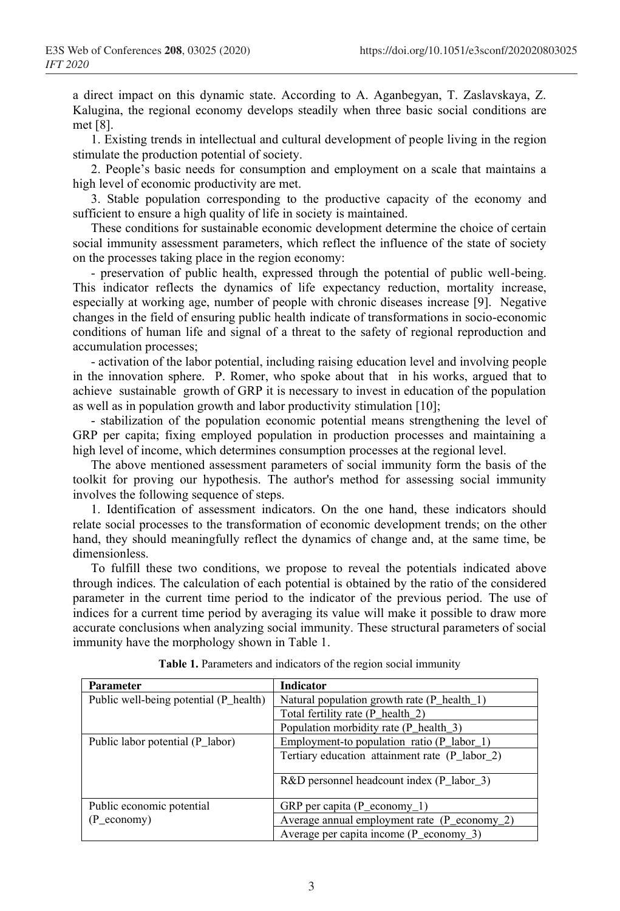a direct impact on this dynamic state. According to A. Aganbegyan, T. Zaslavskaya, Z. Kalugina, the regional economy develops steadily when three basic social conditions are met [8].

1. Existing trends in intellectual and cultural development of people living in the region stimulate the production potential of society.

2. People's basic needs for consumption and employment on a scale that maintains a high level of economic productivity are met.

3. Stable population corresponding to the productive capacity of the economy and sufficient to ensure a high quality of life in society is maintained.

These conditions for sustainable economic development determine the choice of certain social immunity assessment parameters, which reflect the influence of the state of society on the processes taking place in the region economy:

- preservation of public health, expressed through the potential of public well-being. This indicator reflects the dynamics of life expectancy reduction, mortality increase, especially at working age, number of people with chronic diseases increase [9]. Negative changes in the field of ensuring public health indicate of transformations in socio-economic conditions of human life and signal of a threat to the safety of regional reproduction and accumulation processes;

- activation of the labor potential, including raising education level and involving people in the innovation sphere. P. Romer, who spoke about that in his works, argued that to achieve sustainable growth of GRP it is necessary to invest in education of the population as well as in population growth and labor productivity stimulation [10];

- stabilization of the population economic potential means strengthening the level of GRP per capita; fixing employed population in production processes and maintaining a high level of income, which determines consumption processes at the regional level.

The above mentioned assessment parameters of social immunity form the basis of the toolkit for proving our hypothesis. The author's method for assessing social immunity involves the following sequence of steps.

1. Identification of assessment indicators. On the one hand, these indicators should relate social processes to the transformation of economic development trends; on the other hand, they should meaningfully reflect the dynamics of change and, at the same time, be dimensionless.

To fulfill these two conditions, we propose to reveal the potentials indicated above through indices. The calculation of each potential is obtained by the ratio of the considered parameter in the current time period to the indicator of the previous period. The use of indices for a current time period by averaging its value will make it possible to draw more accurate conclusions when analyzing social immunity. These structural parameters of social immunity have the morphology shown in Table 1.

**Table 1.** Parameters and indicators of the region social immunity

| Parameter | Indicator |
|---|---|
| Public well-being potential (P_health) | Natural population growth rate (P_health_1) |
| | Total fertility rate (P_health_2) |
| | Population morbidity rate (P_health_3) |
| Public labor potential (P_labor) | Employment-to population ratio (P_labor_1) |
| | Tertiary education attainment rate (P_labor_2) |
| | R&D personnel headcount index (P_labor_3) |
| Public economic potential (P_economy) | GRP per capita (P_economy_1) |
| | Average annual employment rate (P_economy_2) |
| | Average per capita income (P_economy_3) |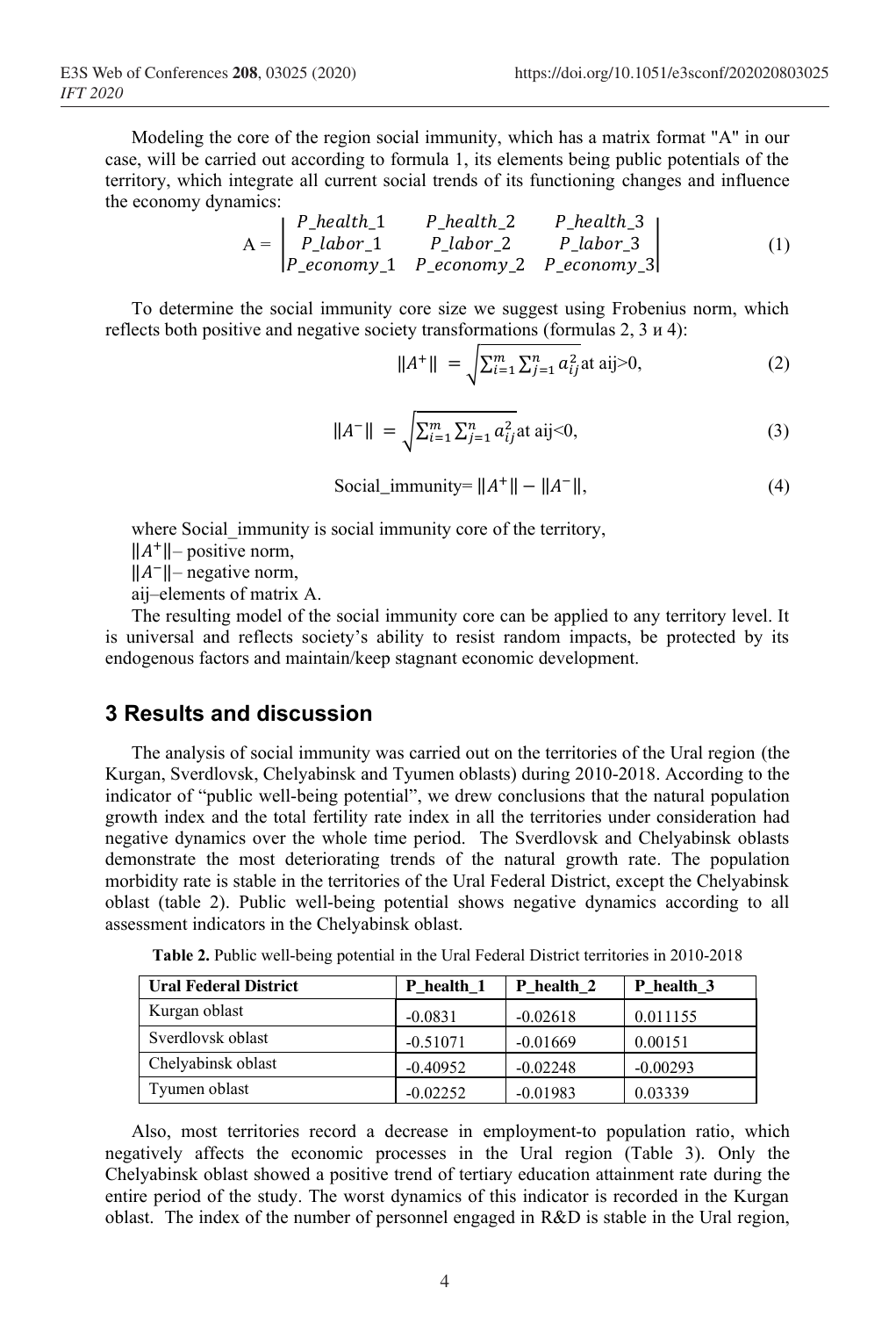Modeling the core of the region social immunity, which has a matrix format "A" in our case, will be carried out according to formula 1, its elements being public potentials of the territory, which integrate all current social trends of its functioning changes and influence the economy dynamics:

$$A = \begin{vmatrix} P\_health\_1 & P\_health\_2 & P\_health\_3 \\ P\_labor\_1 & P\_labor\_2 & P\_labor\_3 \\ P\_economy\_1 & P\_economy\_2 & P\_economy\_3 \end{vmatrix} \tag{1}$$

To determine the social immunity core size we suggest using Frobenius norm, which reflects both positive and negative society transformations (formulas 2, 3 и 4):

$$\|A^{+}\| = \sqrt{\sum_{i=1}^{m}\sum_{j=1}^{n} a_{ij}^{2}} \text{at aij>0}, \tag{2}$$

$$\|A^{-}\| = \sqrt{\sum_{i=1}^{m}\sum_{j=1}^{n} a_{ij}^{2}} \text{at aij<0}, \tag{3}$$

$$\text{Social\_immunity} = \|A^{+}\| - \|A^{-}\|, \tag{4}$$

where Social_immunity is social immunity core of the territory,

$\|A^{+}\|$– positive norm,

$\|A^{-}\|$– negative norm,

aij–elements of matrix A.

The resulting model of the social immunity core can be applied to any territory level. It is universal and reflects society's ability to resist random impacts, be protected by its endogenous factors and maintain/keep stagnant economic development.

## 3 Results and discussion

The analysis of social immunity was carried out on the territories of the Ural region (the Kurgan, Sverdlovsk, Chelyabinsk and Tyumen oblasts) during 2010-2018. According to the indicator of "public well-being potential", we drew conclusions that the natural population growth index and the total fertility rate index in all the territories under consideration had negative dynamics over the whole time period. The Sverdlovsk and Chelyabinsk oblasts demonstrate the most deteriorating trends of the natural growth rate. The population morbidity rate is stable in the territories of the Ural Federal District, except the Chelyabinsk oblast (table 2). Public well-being potential shows negative dynamics according to all assessment indicators in the Chelyabinsk oblast.

**Table 2.** Public well-being potential in the Ural Federal District territories in 2010-2018

| Ural Federal District | P_health_1 | P_health_2 | P_health_3 |
|---|---|---|---|
| Kurgan oblast | -0.0831 | -0.02618 | 0.011155 |
| Sverdlovsk oblast | -0.51071 | -0.01669 | 0.00151 |
| Chelyabinsk oblast | -0.40952 | -0.02248 | -0.00293 |
| Tyumen oblast | -0.02252 | -0.01983 | 0.03339 |

Also, most territories record a decrease in employment-to population ratio, which negatively affects the economic processes in the Ural region (Table 3). Only the Chelyabinsk oblast showed a positive trend of tertiary education attainment rate during the entire period of the study. The worst dynamics of this indicator is recorded in the Kurgan oblast. The index of the number of personnel engaged in R&D is stable in the Ural region,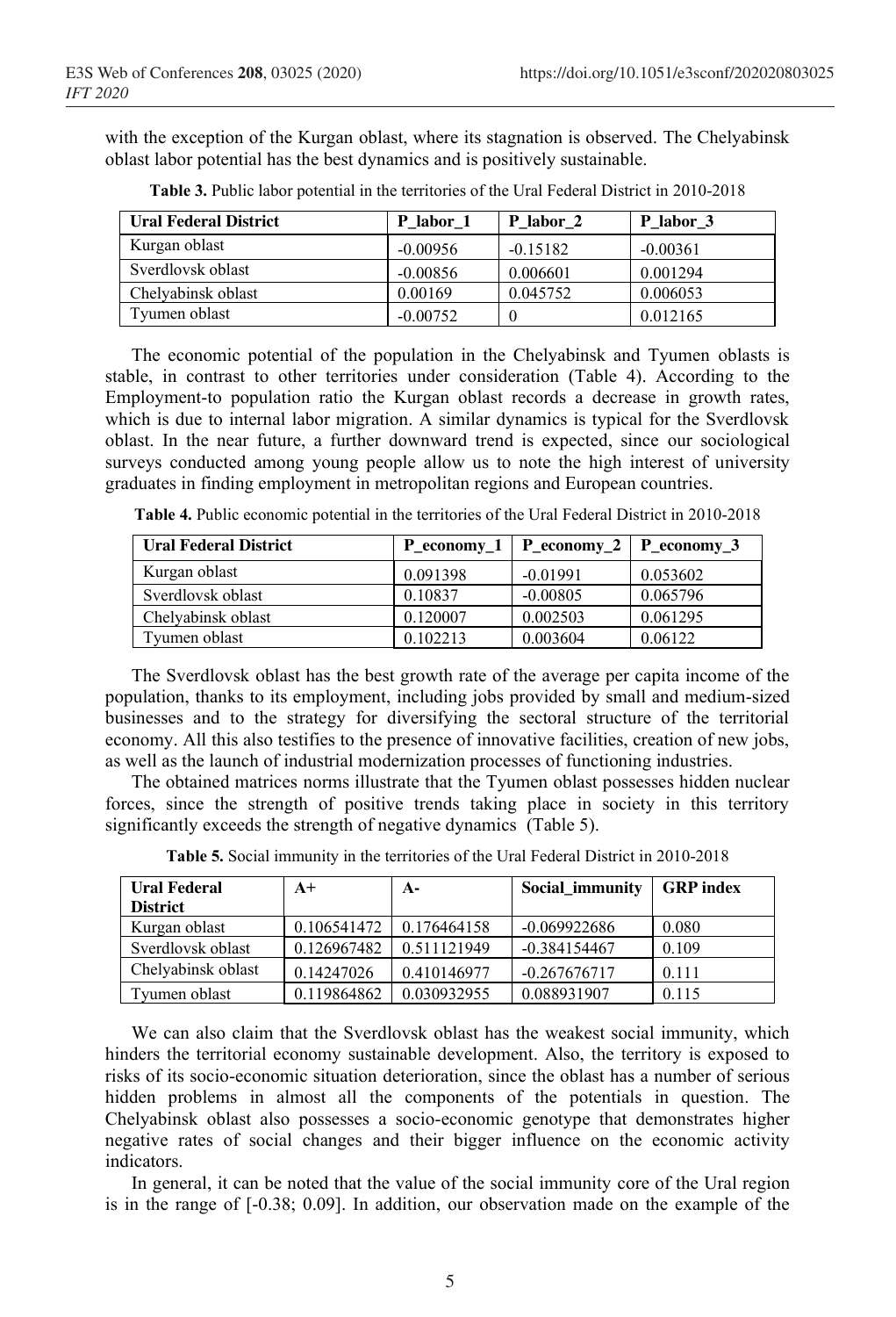with the exception of the Kurgan oblast, where its stagnation is observed. The Chelyabinsk oblast labor potential has the best dynamics and is positively sustainable.

**Table 3.** Public labor potential in the territories of the Ural Federal District in 2010-2018

| Ural Federal District | P_labor_1 | P_labor_2 | P_labor_3 |
|---|---|---|---|
| Kurgan oblast | -0.00956 | -0.15182 | -0.00361 |
| Sverdlovsk oblast | -0.00856 | 0.006601 | 0.001294 |
| Chelyabinsk oblast | 0.00169 | 0.045752 | 0.006053 |
| Tyumen oblast | -0.00752 | 0 | 0.012165 |

The economic potential of the population in the Chelyabinsk and Tyumen oblasts is stable, in contrast to other territories under consideration (Table 4). According to the Employment-to population ratio the Kurgan oblast records a decrease in growth rates, which is due to internal labor migration. A similar dynamics is typical for the Sverdlovsk oblast. In the near future, a further downward trend is expected, since our sociological surveys conducted among young people allow us to note the high interest of university graduates in finding employment in metropolitan regions and European countries.

**Table 4.** Public economic potential in the territories of the Ural Federal District in 2010-2018

| Ural Federal District | P_economy_1 | P_economy_2 | P_economy_3 |
|---|---|---|---|
| Kurgan oblast | 0.091398 | -0.01991 | 0.053602 |
| Sverdlovsk oblast | 0.10837 | -0.00805 | 0.065796 |
| Chelyabinsk oblast | 0.120007 | 0.002503 | 0.061295 |
| Tyumen oblast | 0.102213 | 0.003604 | 0.06122 |

The Sverdlovsk oblast has the best growth rate of the average per capita income of the population, thanks to its employment, including jobs provided by small and medium-sized businesses and to the strategy for diversifying the sectoral structure of the territorial economy. All this also testifies to the presence of innovative facilities, creation of new jobs, as well as the launch of industrial modernization processes of functioning industries.

The obtained matrices norms illustrate that the Tyumen oblast possesses hidden nuclear forces, since the strength of positive trends taking place in society in this territory significantly exceeds the strength of negative dynamics (Table 5).

**Table 5.** Social immunity in the territories of the Ural Federal District in 2010-2018

| Ural Federal District | A+ | A- | Social_immunity | GRP index |
|---|---|---|---|---|
| Kurgan oblast | 0.106541472 | 0.176464158 | -0.069922686 | 0.080 |
| Sverdlovsk oblast | 0.126967482 | 0.511121949 | -0.384154467 | 0.109 |
| Chelyabinsk oblast | 0.14247026 | 0.410146977 | -0.267676717 | 0.111 |
| Tyumen oblast | 0.119864862 | 0.030932955 | 0.088931907 | 0.115 |

We can also claim that the Sverdlovsk oblast has the weakest social immunity, which hinders the territorial economy sustainable development. Also, the territory is exposed to risks of its socio-economic situation deterioration, since the oblast has a number of serious hidden problems in almost all the components of the potentials in question. The Chelyabinsk oblast also possesses a socio-economic genotype that demonstrates higher negative rates of social changes and their bigger influence on the economic activity indicators.

In general, it can be noted that the value of the social immunity core of the Ural region is in the range of [-0.38; 0.09]. In addition, our observation made on the example of the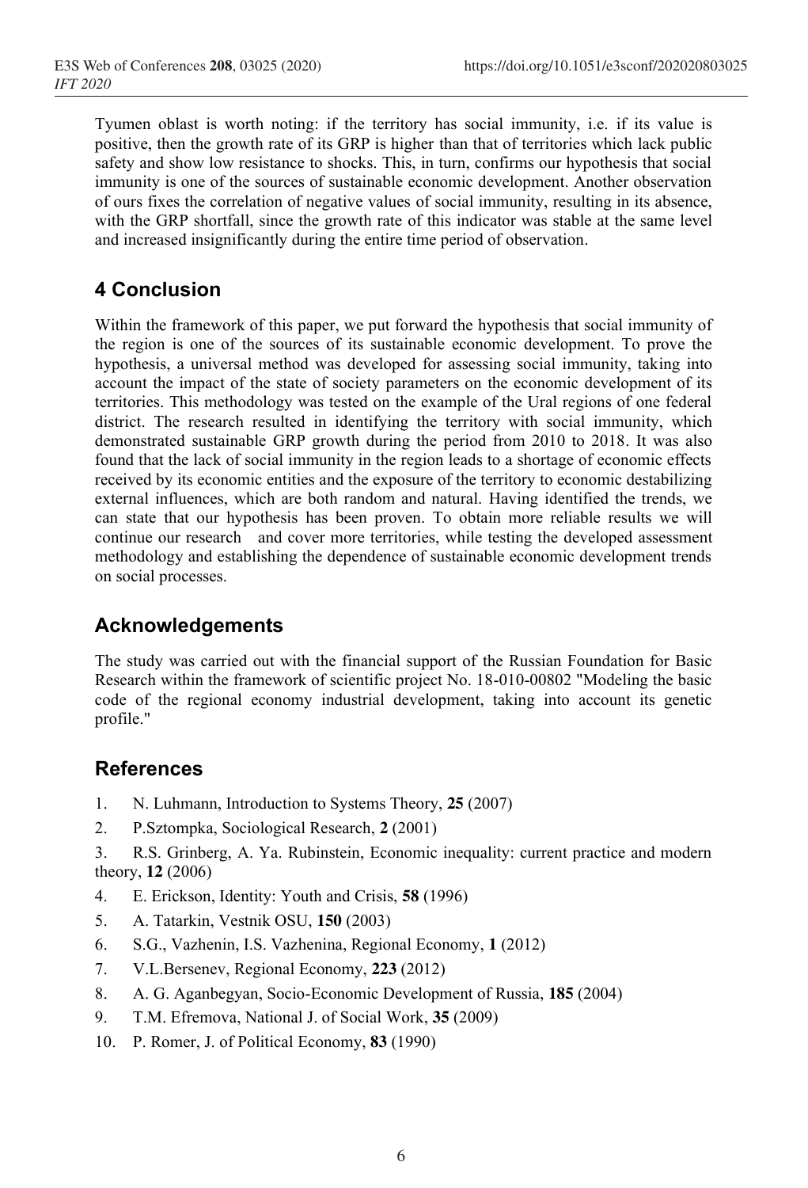Tyumen oblast is worth noting: if the territory has social immunity, i.e. if its value is positive, then the growth rate of its GRP is higher than that of territories which lack public safety and show low resistance to shocks. This, in turn, confirms our hypothesis that social immunity is one of the sources of sustainable economic development. Another observation of ours fixes the correlation of negative values of social immunity, resulting in its absence, with the GRP shortfall, since the growth rate of this indicator was stable at the same level and increased insignificantly during the entire time period of observation.

## 4 Conclusion

Within the framework of this paper, we put forward the hypothesis that social immunity of the region is one of the sources of its sustainable economic development. To prove the hypothesis, a universal method was developed for assessing social immunity, taking into account the impact of the state of society parameters on the economic development of its territories. This methodology was tested on the example of the Ural regions of one federal district. The research resulted in identifying the territory with social immunity, which demonstrated sustainable GRP growth during the period from 2010 to 2018. It was also found that the lack of social immunity in the region leads to a shortage of economic effects received by its economic entities and the exposure of the territory to economic destabilizing external influences, which are both random and natural. Having identified the trends, we can state that our hypothesis has been proven. To obtain more reliable results we will continue our research and cover more territories, while testing the developed assessment methodology and establishing the dependence of sustainable economic development trends on social processes.

## Acknowledgements

The study was carried out with the financial support of the Russian Foundation for Basic Research within the framework of scientific project No. 18-010-00802 "Modeling the basic code of the regional economy industrial development, taking into account its genetic profile."

## References

1. N. Luhmann, Introduction to Systems Theory, **25** (2007)
2. P.Sztompka, Sociological Research, **2** (2001)
3. R.S. Grinberg, A. Ya. Rubinstein, Economic inequality: current practice and modern theory, **12** (2006)
4. E. Erickson, Identity: Youth and Crisis, **58** (1996)
5. A. Tatarkin, Vestnik OSU, **150** (2003)
6. S.G., Vazhenin, I.S. Vazhenina, Regional Economy, **1** (2012)
7. V.L.Bersenev, Regional Economy, **223** (2012)
8. A. G. Aganbegyan, Socio-Economic Development of Russia, **185** (2004)
9. T.M. Efremova, National J. of Social Work, **35** (2009)
10. P. Romer, J. of Political Economy, **83** (1990)